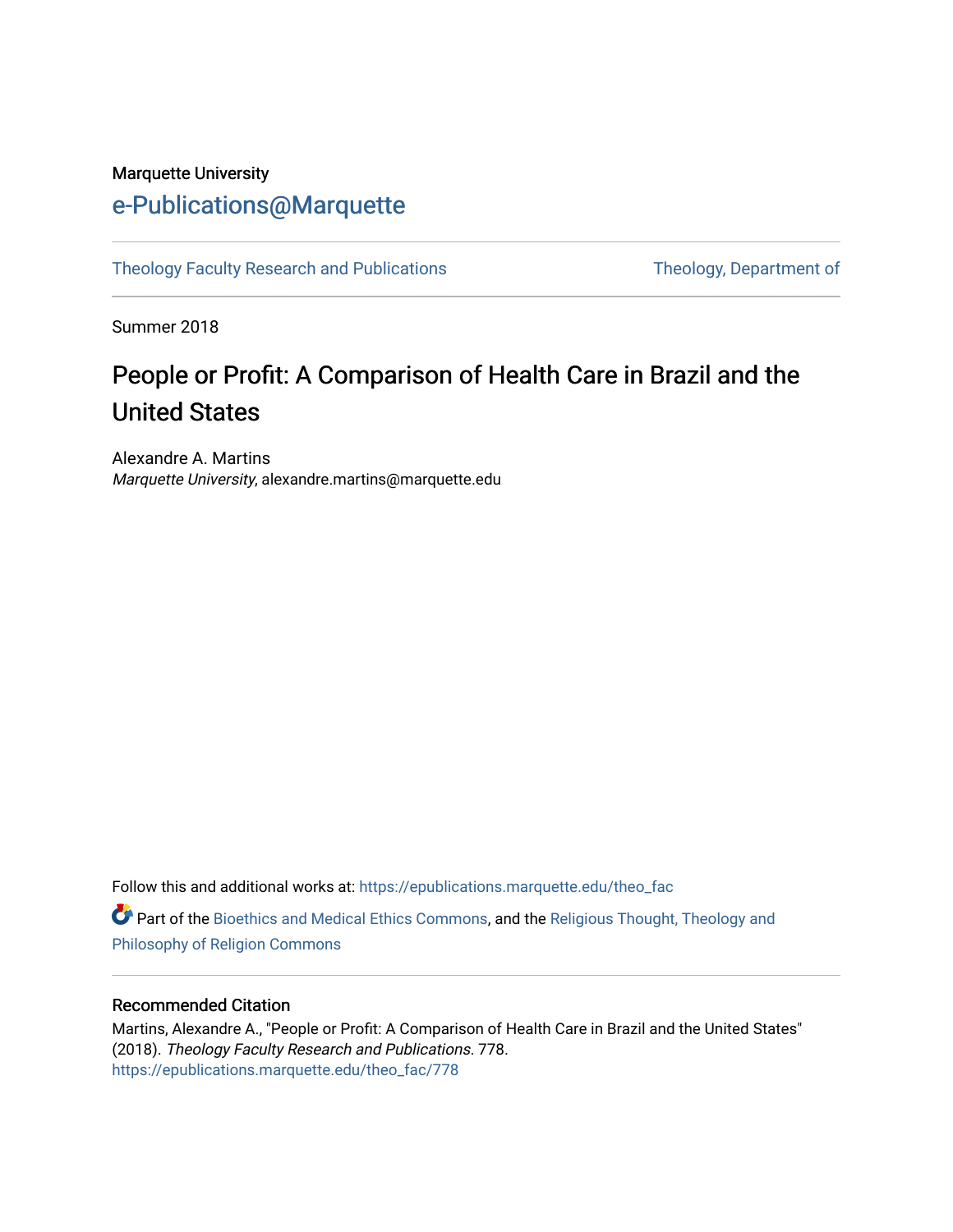Marquette University

# e-Publications@Marquette

Theology Faculty Research and Publications | Theology, Department of

Summer 2018

## People or Profit: A Comparison of Health Care in Brazil and the United States

Alexandre A. Martins
*Marquette University*, alexandre.martins@marquette.edu

Follow this and additional works at: https://epublications.marquette.edu/theo_fac

Part of the Bioethics and Medical Ethics Commons, and the Religious Thought, Theology and Philosophy of Religion Commons

### Recommended Citation

Martins, Alexandre A., "People or Profit: A Comparison of Health Care in Brazil and the United States" (2018). *Theology Faculty Research and Publications*. 778.
https://epublications.marquette.edu/theo_fac/778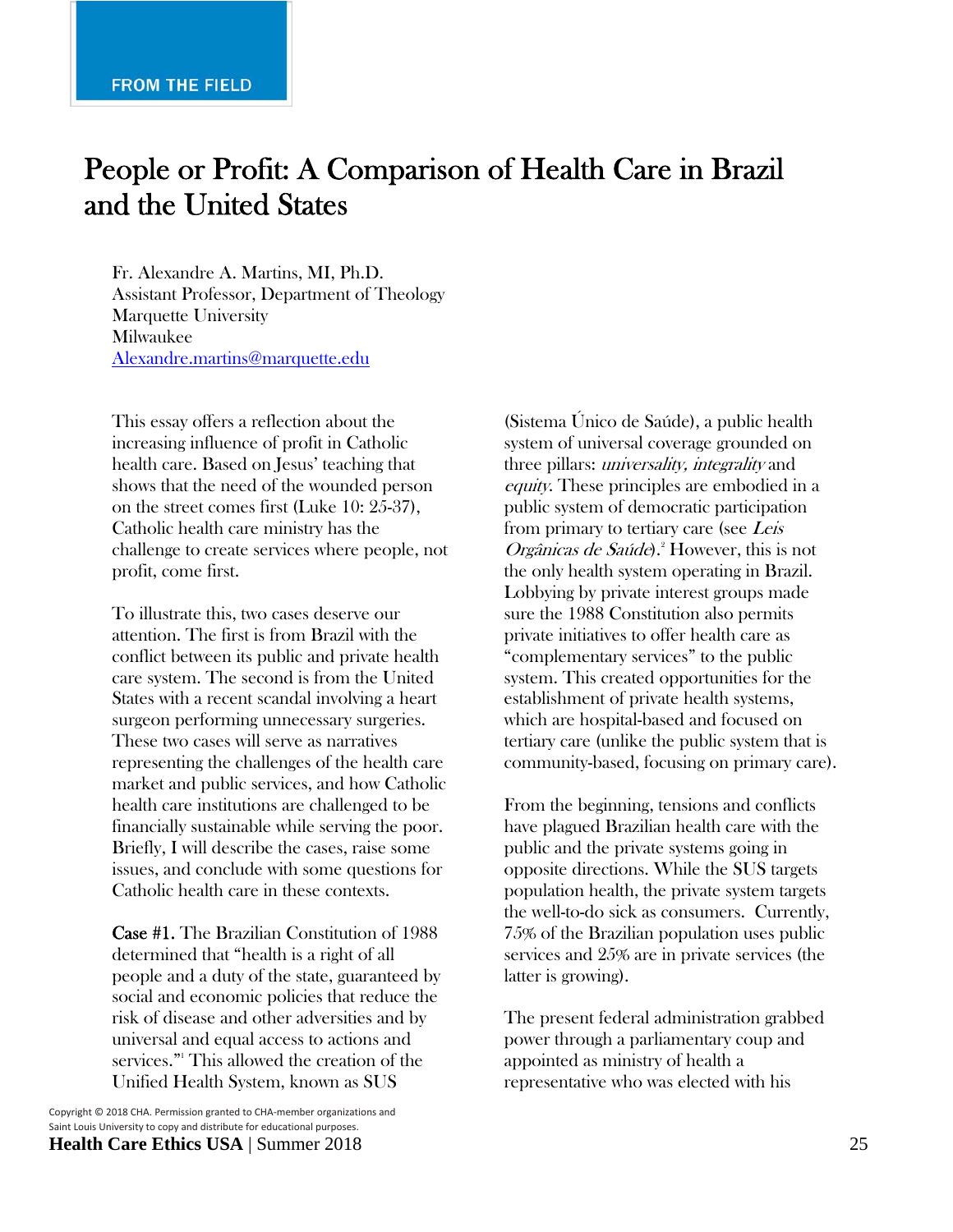FROM THE FIELD

# People or Profit: A Comparison of Health Care in Brazil and the United States

Fr. Alexandre A. Martins, MI, Ph.D.
Assistant Professor, Department of Theology
Marquette University
Milwaukee
Alexandre.martins@marquette.edu

This essay offers a reflection about the increasing influence of profit in Catholic health care. Based on Jesus' teaching that shows that the need of the wounded person on the street comes first (Luke 10: 25-37), Catholic health care ministry has the challenge to create services where people, not profit, come first.

To illustrate this, two cases deserve our attention. The first is from Brazil with the conflict between its public and private health care system. The second is from the United States with a recent scandal involving a heart surgeon performing unnecessary surgeries. These two cases will serve as narratives representing the challenges of the health care market and public services, and how Catholic health care institutions are challenged to be financially sustainable while serving the poor. Briefly, I will describe the cases, raise some issues, and conclude with some questions for Catholic health care in these contexts.

**Case #1.** The Brazilian Constitution of 1988 determined that "health is a right of all people and a duty of the state, guaranteed by social and economic policies that reduce the risk of disease and other adversities and by universal and equal access to actions and services."[1] This allowed the creation of the Unified Health System, known as SUS (Sistema Único de Saúde), a public health system of universal coverage grounded on three pillars: *universality, integrality* and *equity*. These principles are embodied in a public system of democratic participation from primary to tertiary care (see *Leis Orgânicas de Saúde*).[2] However, this is not the only health system operating in Brazil. Lobbying by private interest groups made sure the 1988 Constitution also permits private initiatives to offer health care as "complementary services" to the public system. This created opportunities for the establishment of private health systems, which are hospital-based and focused on tertiary care (unlike the public system that is community-based, focusing on primary care).

From the beginning, tensions and conflicts have plagued Brazilian health care with the public and the private systems going in opposite directions. While the SUS targets population health, the private system targets the well-to-do sick as consumers. Currently, 75% of the Brazilian population uses public services and 25% are in private services (the latter is growing).

The present federal administration grabbed power through a parliamentary coup and appointed as ministry of health a representative who was elected with his

Copyright © 2018 CHA. Permission granted to CHA-member organizations and Saint Louis University to copy and distribute for educational purposes.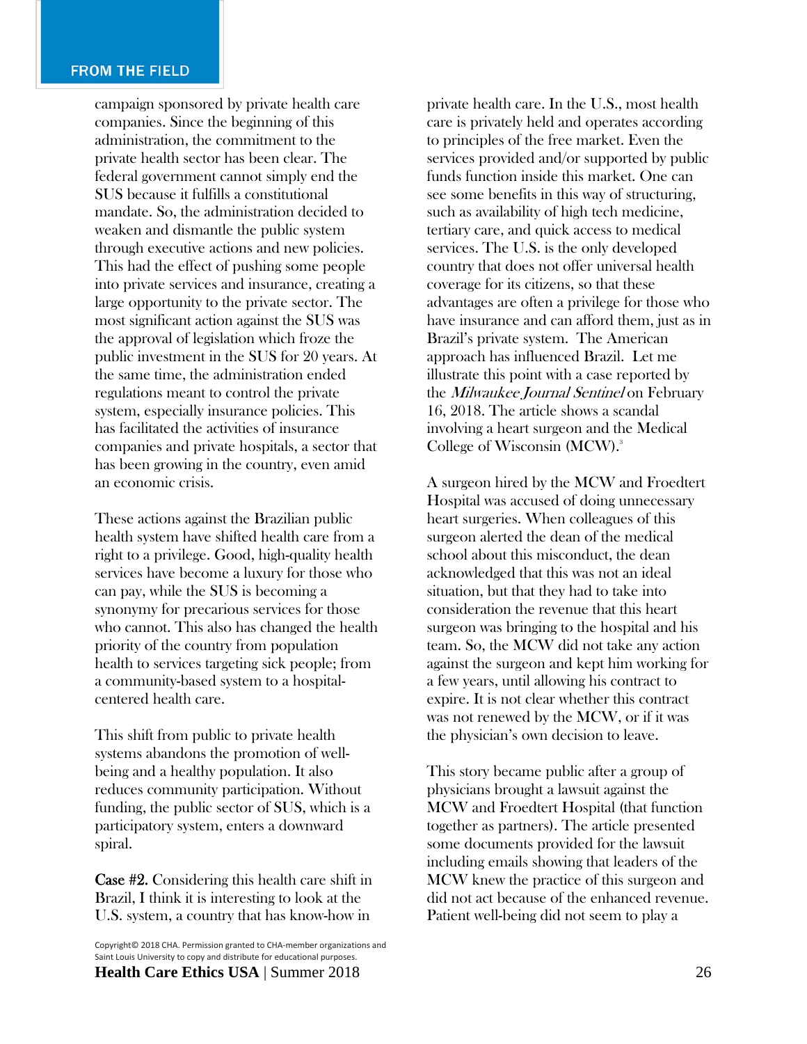campaign sponsored by private health care companies. Since the beginning of this administration, the commitment to the private health sector has been clear. The federal government cannot simply end the SUS because it fulfills a constitutional mandate. So, the administration decided to weaken and dismantle the public system through executive actions and new policies. This had the effect of pushing some people into private services and insurance, creating a large opportunity to the private sector. The most significant action against the SUS was the approval of legislation which froze the public investment in the SUS for 20 years. At the same time, the administration ended regulations meant to control the private system, especially insurance policies. This has facilitated the activities of insurance companies and private hospitals, a sector that has been growing in the country, even amid an economic crisis.

These actions against the Brazilian public health system have shifted health care from a right to a privilege. Good, high-quality health services have become a luxury for those who can pay, while the SUS is becoming a synonymy for precarious services for those who cannot. This also has changed the health priority of the country from population health to services targeting sick people; from a community-based system to a hospital-centered health care.

This shift from public to private health systems abandons the promotion of well-being and a healthy population. It also reduces community participation. Without funding, the public sector of SUS, which is a participatory system, enters a downward spiral.

**Case #2.** Considering this health care shift in Brazil, I think it is interesting to look at the U.S. system, a country that has know-how in private health care. In the U.S., most health care is privately held and operates according to principles of the free market. Even the services provided and/or supported by public funds function inside this market. One can see some benefits in this way of structuring, such as availability of high tech medicine, tertiary care, and quick access to medical services. The U.S. is the only developed country that does not offer universal health coverage for its citizens, so that these advantages are often a privilege for those who have insurance and can afford them, just as in Brazil's private system. The American approach has influenced Brazil. Let me illustrate this point with a case reported by the *Milwaukee Journal Sentinel* on February 16, 2018. The article shows a scandal involving a heart surgeon and the Medical College of Wisconsin (MCW).[3]

A surgeon hired by the MCW and Froedtert Hospital was accused of doing unnecessary heart surgeries. When colleagues of this surgeon alerted the dean of the medical school about this misconduct, the dean acknowledged that this was not an ideal situation, but that they had to take into consideration the revenue that this heart surgeon was bringing to the hospital and his team. So, the MCW did not take any action against the surgeon and kept him working for a few years, until allowing his contract to expire. It is not clear whether this contract was not renewed by the MCW, or if it was the physician's own decision to leave.

This story became public after a group of physicians brought a lawsuit against the MCW and Froedtert Hospital (that function together as partners). The article presented some documents provided for the lawsuit including emails showing that leaders of the MCW knew the practice of this surgeon and did not act because of the enhanced revenue. Patient well-being did not seem to play a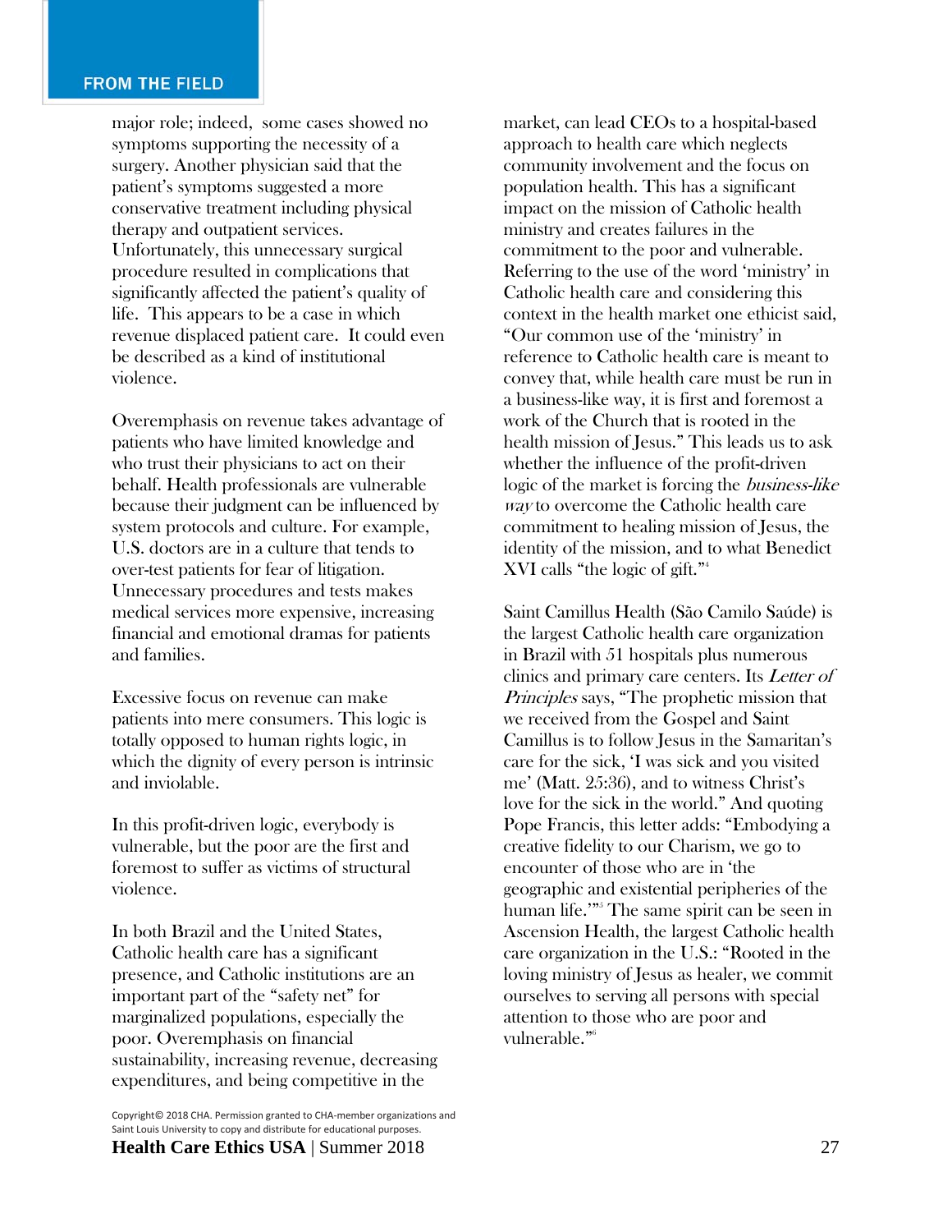major role; indeed, some cases showed no symptoms supporting the necessity of a surgery. Another physician said that the patient's symptoms suggested a more conservative treatment including physical therapy and outpatient services. Unfortunately, this unnecessary surgical procedure resulted in complications that significantly affected the patient's quality of life. This appears to be a case in which revenue displaced patient care. It could even be described as a kind of institutional violence.

Overemphasis on revenue takes advantage of patients who have limited knowledge and who trust their physicians to act on their behalf. Health professionals are vulnerable because their judgment can be influenced by system protocols and culture. For example, U.S. doctors are in a culture that tends to over-test patients for fear of litigation. Unnecessary procedures and tests makes medical services more expensive, increasing financial and emotional dramas for patients and families.

Excessive focus on revenue can make patients into mere consumers. This logic is totally opposed to human rights logic, in which the dignity of every person is intrinsic and inviolable.

In this profit-driven logic, everybody is vulnerable, but the poor are the first and foremost to suffer as victims of structural violence.

In both Brazil and the United States, Catholic health care has a significant presence, and Catholic institutions are an important part of the "safety net" for marginalized populations, especially the poor. Overemphasis on financial sustainability, increasing revenue, decreasing expenditures, and being competitive in the market, can lead CEOs to a hospital-based approach to health care which neglects community involvement and the focus on population health. This has a significant impact on the mission of Catholic health ministry and creates failures in the commitment to the poor and vulnerable. Referring to the use of the word 'ministry' in Catholic health care and considering this context in the health market one ethicist said, "Our common use of the 'ministry' in reference to Catholic health care is meant to convey that, while health care must be run in a business-like way, it is first and foremost a work of the Church that is rooted in the health mission of Jesus." This leads us to ask whether the influence of the profit-driven logic of the market is forcing the *business-like way* to overcome the Catholic health care commitment to healing mission of Jesus, the identity of the mission, and to what Benedict XVI calls "the logic of gift."[4]

Saint Camillus Health (São Camilo Saúde) is the largest Catholic health care organization in Brazil with 51 hospitals plus numerous clinics and primary care centers. Its *Letter of Principles* says, "The prophetic mission that we received from the Gospel and Saint Camillus is to follow Jesus in the Samaritan's care for the sick, 'I was sick and you visited me' (Matt. 25:36), and to witness Christ's love for the sick in the world." And quoting Pope Francis, this letter adds: "Embodying a creative fidelity to our Charism, we go to encounter of those who are in 'the geographic and existential peripheries of the human life.'"[5] The same spirit can be seen in Ascension Health, the largest Catholic health care organization in the U.S.: "Rooted in the loving ministry of Jesus as healer, we commit ourselves to serving all persons with special attention to those who are poor and vulnerable."[6]

Copyright© 2018 CHA. Permission granted to CHA-member organizations and Saint Louis University to copy and distribute for educational purposes.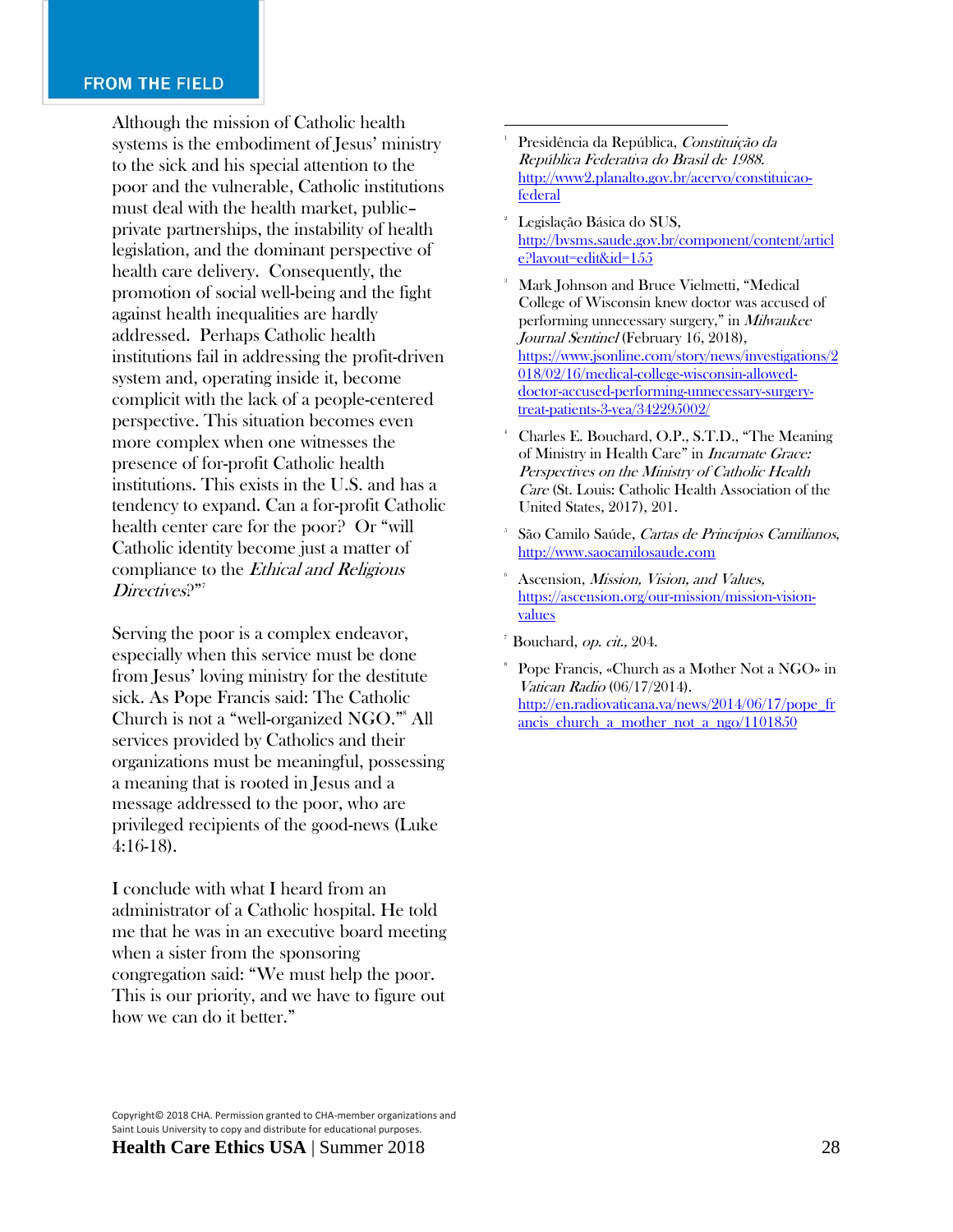Although the mission of Catholic health systems is the embodiment of Jesus' ministry to the sick and his special attention to the poor and the vulnerable, Catholic institutions must deal with the health market, public–private partnerships, the instability of health legislation, and the dominant perspective of health care delivery. Consequently, the promotion of social well-being and the fight against health inequalities are hardly addressed. Perhaps Catholic health institutions fail in addressing the profit-driven system and, operating inside it, become complicit with the lack of a people-centered perspective. This situation becomes even more complex when one witnesses the presence of for-profit Catholic health institutions. This exists in the U.S. and has a tendency to expand. Can a for-profit Catholic health center care for the poor? Or "will Catholic identity become just a matter of compliance to the *Ethical and Religious Directives*?"[7]

Serving the poor is a complex endeavor, especially when this service must be done from Jesus' loving ministry for the destitute sick. As Pope Francis said: The Catholic Church is not a "well-organized NGO."[8] All services provided by Catholics and their organizations must be meaningful, possessing a meaning that is rooted in Jesus and a message addressed to the poor, who are privileged recipients of the good-news (Luke 4:16-18).

I conclude with what I heard from an administrator of a Catholic hospital. He told me that he was in an executive board meeting when a sister from the sponsoring congregation said: "We must help the poor. This is our priority, and we have to figure out how we can do it better."

---

[1] Presidência da República, *Constituição da República Federativa do Brasil de 1988.* http://www2.planalto.gov.br/acervo/constituicao-federal

[2] Legislação Básica do SUS, http://bvsms.saude.gov.br/component/content/article?layout=edit&id=155

[3] Mark Johnson and Bruce Vielmetti, "Medical College of Wisconsin knew doctor was accused of performing unnecessary surgery," in *Milwaukee Journal Sentinel* (February 16, 2018), https://www.jsonline.com/story/news/investigations/2018/02/16/medical-college-wisconsin-allowed-doctor-accused-performing-unnecessary-surgery-treat-patients-3-yea/342295002/

[4] Charles E. Bouchard, O.P., S.T.D., "The Meaning of Ministry in Health Care" in *Incarnate Grace: Perspectives on the Ministry of Catholic Health Care* (St. Louis: Catholic Health Association of the United States, 2017), 201.

[5] São Camilo Saúde, *Cartas de Princípios Camilianos*, http://www.saocamilosaude.com

[6] Ascension, *Mission, Vision, and Values,* https://ascension.org/our-mission/mission-vision-values

[7] Bouchard, *op. cit.,* 204.

[8] Pope Francis, «Church as a Mother Not a NGO» in *Vatican Radio* (06/17/2014). http://en.radiovaticana.va/news/2014/06/17/pope_francis_church_a_mother_not_a_ngo/1101850

Copyright© 2018 CHA. Permission granted to CHA-member organizations and Saint Louis University to copy and distribute for educational purposes.